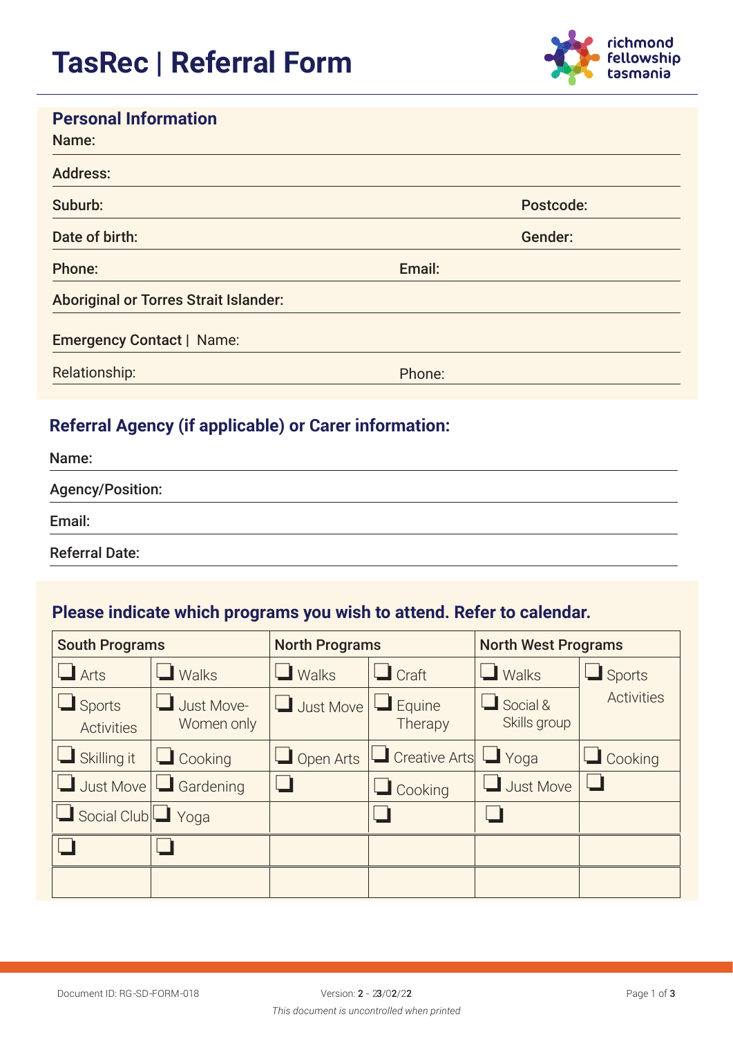# TasRec | Referral Form

richmond fellowship tasmania

## Personal Information

Name:

Address:

Suburb: Postcode:

Date of birth: Gender:

Phone: Email:

Aboriginal or Torres Strait Islander:

**Emergency Contact |** Name:

Relationship: Phone:

## Referral Agency (if applicable) or Carer information:

Name:

Agency/Position:

Email:

Referral Date:

## Please indicate which programs you wish to attend. Refer to calendar.

| South Programs | | North Programs | | North West Programs | |
|---|---|---|---|---|---|
| ❏ Arts | ❏ Walks | ❏ Walks | ❏ Craft | ❏ Walks | ❏ Sports Activities |
| ❏ Sports Activities | ❏ Just Move-Women only | ❏ Just Move | ❏ Equine Therapy | ❏ Social & Skills group | |
| ❏ Skilling it | ❏ Cooking | ❏ Open Arts | ❏ Creative Arts | ❏ Yoga | ❏ Cooking |
| ❏ Just Move | ❏ Gardening | ❏ | ❏ Cooking | ❏ Just Move | ❏ |
| ❏ Social Club | ❏ Yoga | | ❏ | ❏ | |
| ❏ | ❏ | | | | |
| | | | | | |

Document ID: RG-SD-FORM-018 Version: 2 - 23/02/22

*This document is uncontrolled when printed*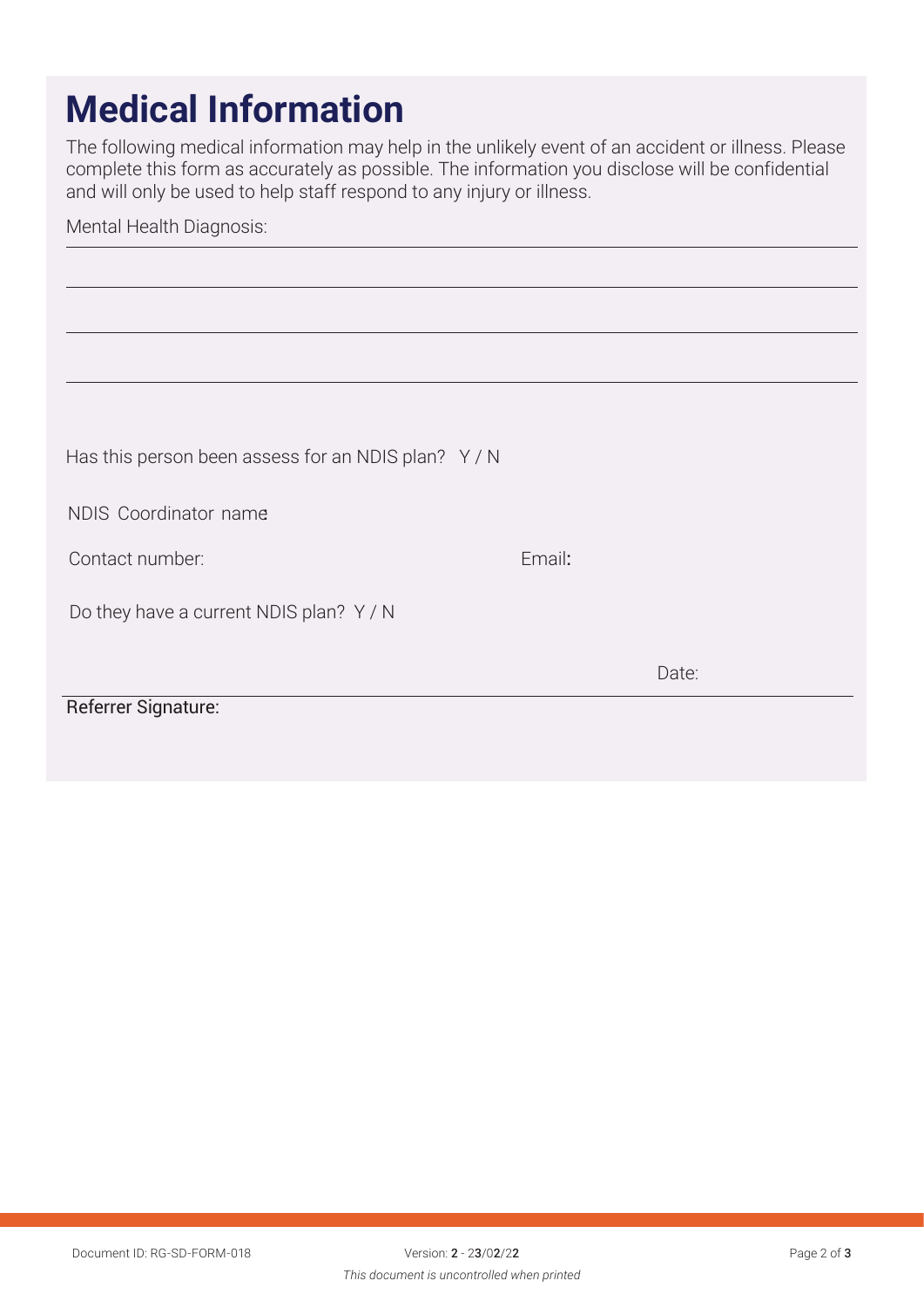# Medical Information

The following medical information may help in the unlikely event of an accident or illness. Please complete this form as accurately as possible. The information you disclose will be confidential and will only be used to help staff respond to any injury or illness.

Mental Health Diagnosis:

Has this person been assess for an NDIS plan? Y / N

NDIS Coordinator name

Contact number:

Email:

Do they have a current NDIS plan? Y / N

Date:

Referrer Signature: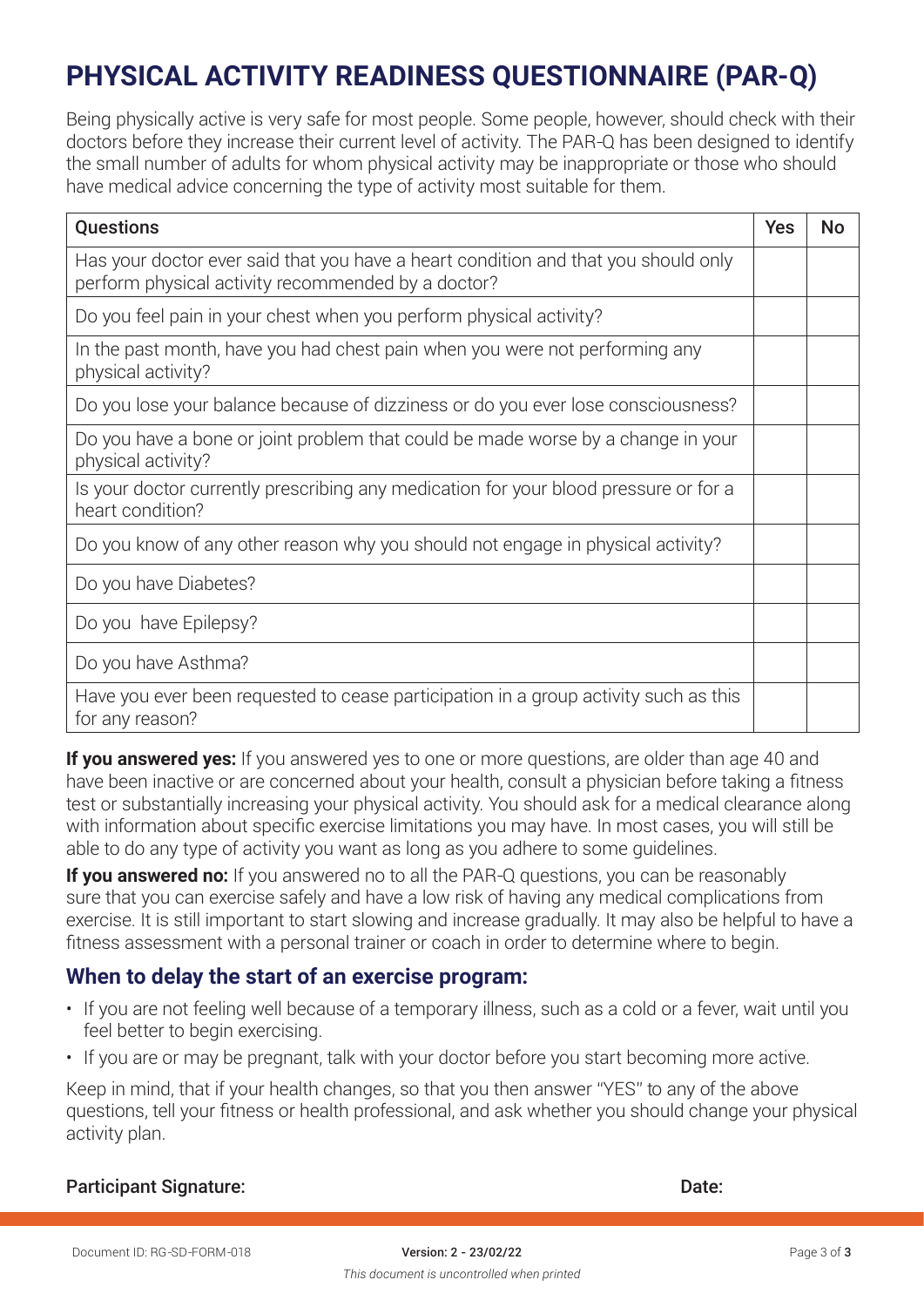# PHYSICAL ACTIVITY READINESS QUESTIONNAIRE (PAR-Q)

Being physically active is very safe for most people. Some people, however, should check with their doctors before they increase their current level of activity. The PAR-Q has been designed to identify the small number of adults for whom physical activity may be inappropriate or those who should have medical advice concerning the type of activity most suitable for them.

| Questions | Yes | No |
|---|---|---|
| Has your doctor ever said that you have a heart condition and that you should only perform physical activity recommended by a doctor? | | |
| Do you feel pain in your chest when you perform physical activity? | | |
| In the past month, have you had chest pain when you were not performing any physical activity? | | |
| Do you lose your balance because of dizziness or do you ever lose consciousness? | | |
| Do you have a bone or joint problem that could be made worse by a change in your physical activity? | | |
| Is your doctor currently prescribing any medication for your blood pressure or for a heart condition? | | |
| Do you know of any other reason why you should not engage in physical activity? | | |
| Do you have Diabetes? | | |
| Do you  have Epilepsy? | | |
| Do you have Asthma? | | |
| Have you ever been requested to cease participation in a group activity such as this for any reason? | | |

**If you answered yes:** If you answered yes to one or more questions, are older than age 40 and have been inactive or are concerned about your health, consult a physician before taking a fitness test or substantially increasing your physical activity. You should ask for a medical clearance along with information about specific exercise limitations you may have. In most cases, you will still be able to do any type of activity you want as long as you adhere to some guidelines.

**If you answered no:** If you answered no to all the PAR-Q questions, you can be reasonably sure that you can exercise safely and have a low risk of having any medical complications from exercise. It is still important to start slowing and increase gradually. It may also be helpful to have a fitness assessment with a personal trainer or coach in order to determine where to begin.

## When to delay the start of an exercise program:

- If you are not feeling well because of a temporary illness, such as a cold or a fever, wait until you feel better to begin exercising.
- If you are or may be pregnant, talk with your doctor before you start becoming more active.

Keep in mind, that if your health changes, so that you then answer "YES" to any of the above questions, tell your fitness or health professional, and ask whether you should change your physical activity plan.

**Participant Signature:** **Date:**

Document ID: RG-SD-FORM-018 **Version: 2 - 23/02/22**

*This document is uncontrolled when printed*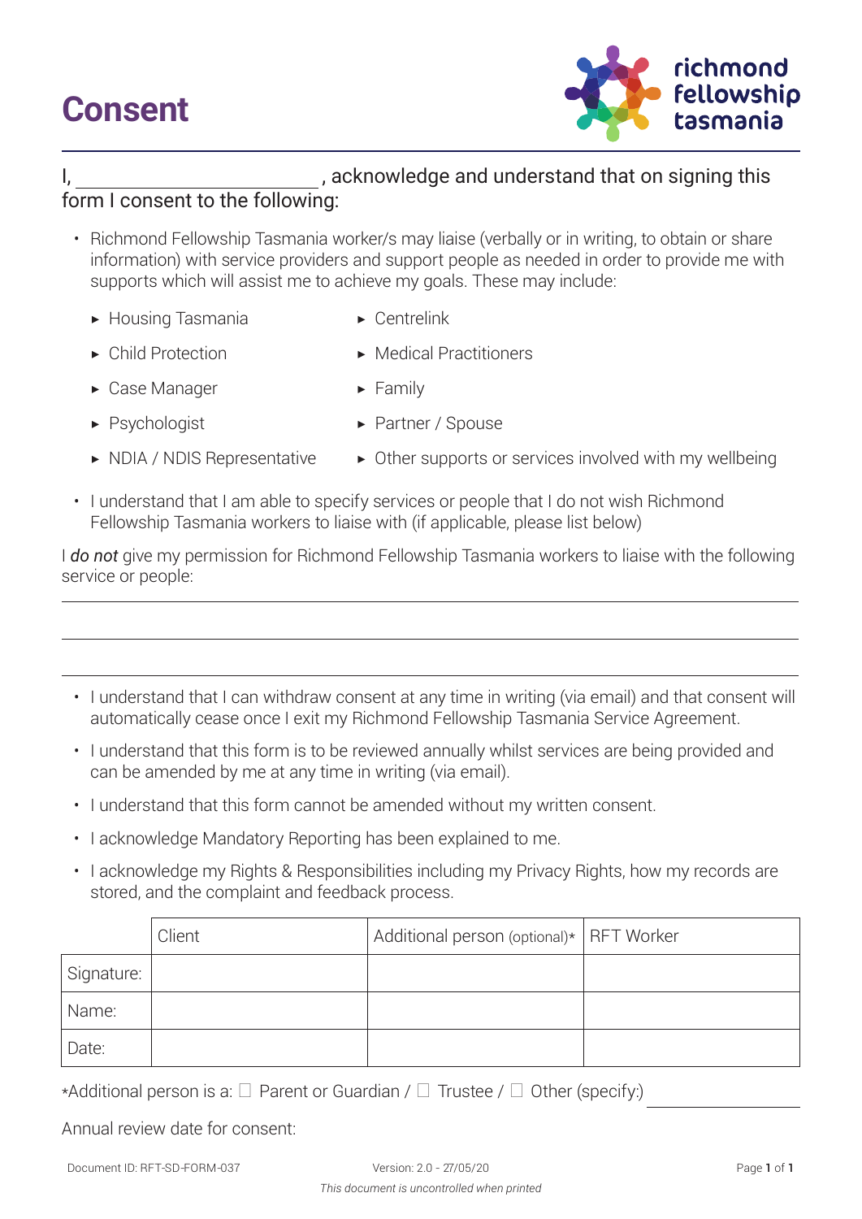# Consent

I, ________________________, acknowledge and understand that on signing this form I consent to the following:

- Richmond Fellowship Tasmania worker/s may liaise (verbally or in writing, to obtain or share information) with service providers and support people as needed in order to provide me with supports which will assist me to achieve my goals. These may include:
  - Housing Tasmania
  - Centrelink
  - Child Protection
  - Medical Practitioners
  - Case Manager
  - Family
  - Psychologist
  - Partner / Spouse
  - NDIA / NDIS Representative
  - Other supports or services involved with my wellbeing
- I understand that I am able to specify services or people that I do not wish Richmond Fellowship Tasmania workers to liaise with (if applicable, please list below)

I *do not* give my permission for Richmond Fellowship Tasmania workers to liaise with the following service or people:

______________________________________________________________________

______________________________________________________________________

______________________________________________________________________

- I understand that I can withdraw consent at any time in writing (via email) and that consent will automatically cease once I exit my Richmond Fellowship Tasmania Service Agreement.
- I understand that this form is to be reviewed annually whilst services are being provided and can be amended by me at any time in writing (via email).
- I understand that this form cannot be amended without my written consent.
- I acknowledge Mandatory Reporting has been explained to me.
- I acknowledge my Rights & Responsibilities including my Privacy Rights, how my records are stored, and the complaint and feedback process.

| | Client | Additional person (optional)* | RFT Worker |
|---|---|---|---|
| Signature: | | | |
| Name: | | | |
| Date: | | | |

*Additional person is a: ☐ Parent or Guardian / ☐ Trustee / ☐ Other (specify:) ____________

Annual review date for consent:

Document ID: RFT-SD-FORM-037    Version: 2.0 - 27/05/20

*This document is uncontrolled when printed*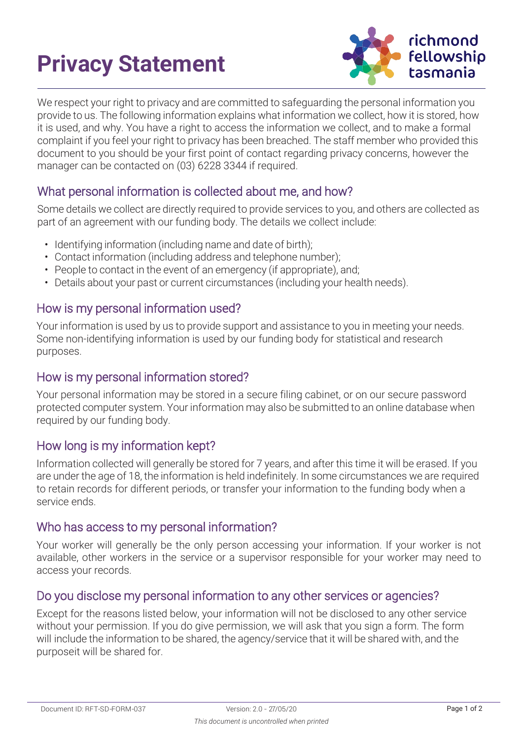# Privacy Statement

richmond fellowship tasmania

We respect your right to privacy and are committed to safeguarding the personal information you provide to us. The following information explains what information we collect, how it is stored, how it is used, and why. You have a right to access the information we collect, and to make a formal complaint if you feel your right to privacy has been breached. The staff member who provided this document to you should be your first point of contact regarding privacy concerns, however the manager can be contacted on (03) 6228 3344 if required.

## What personal information is collected about me, and how?

Some details we collect are directly required to provide services to you, and others are collected as part of an agreement with our funding body. The details we collect include:

- Identifying information (including name and date of birth);
- Contact information (including address and telephone number);
- People to contact in the event of an emergency (if appropriate), and;
- Details about your past or current circumstances (including your health needs).

## How is my personal information used?

Your information is used by us to provide support and assistance to you in meeting your needs. Some non-identifying information is used by our funding body for statistical and research purposes.

## How is my personal information stored?

Your personal information may be stored in a secure filing cabinet, or on our secure password protected computer system. Your information may also be submitted to an online database when required by our funding body.

## How long is my information kept?

Information collected will generally be stored for 7 years, and after this time it will be erased. If you are under the age of 18, the information is held indefinitely. In some circumstances we are required to retain records for different periods, or transfer your information to the funding body when a service ends.

## Who has access to my personal information?

Your worker will generally be the only person accessing your information. If your worker is not available, other workers in the service or a supervisor responsible for your worker may need to access your records.

## Do you disclose my personal information to any other services or agencies?

Except for the reasons listed below, your information will not be disclosed to any other service without your permission. If you do give permission, we will ask that you sign a form. The form will include the information to be shared, the agency/service that it will be shared with, and the purposeit will be shared for.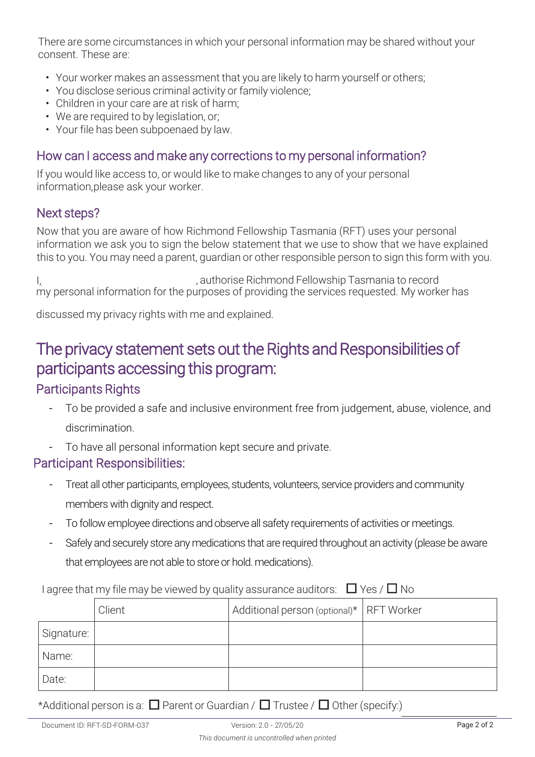There are some circumstances in which your personal information may be shared without your consent. These are:

- Your worker makes an assessment that you are likely to harm yourself or others;
- You disclose serious criminal activity or family violence;
- Children in your care are at risk of harm;
- We are required to by legislation, or;
- Your file has been subpoenaed by law.

## How can I access and make any corrections to my personal information?

If you would like access to, or would like to make changes to any of your personal information,please ask your worker.

## Next steps?

Now that you are aware of how Richmond Fellowship Tasmania (RFT) uses your personal information we ask you to sign the below statement that we use to show that we have explained this to you. You may need a parent, guardian or other responsible person to sign this form with you.

I, \_\_\_\_\_\_\_\_\_\_\_\_\_\_\_\_\_\_\_\_\_\_\_\_\_\_, authorise Richmond Fellowship Tasmania to record my personal information for the purposes of providing the services requested. My worker has discussed my privacy rights with me and explained.

# The privacy statement sets out the Rights and Responsibilities of participants accessing this program:

## Participants Rights

- To be provided a safe and inclusive environment free from judgement, abuse, violence, and discrimination.
- To have all personal information kept secure and private.

## Participant Responsibilities:

- Treat all other participants, employees, students, volunteers, service providers and community members with dignity and respect.
- To follow employee directions and observe all safety requirements of activities or meetings.
- Safely and securely store any medications that are required throughout an activity (please be aware that employees are not able to store or hold. medications).

I agree that my file may be viewed by quality assurance auditors: ☐ Yes / ☐ No

| | Client | Additional person (optional)* | RFT Worker |
|---|---|---|---|
| Signature: | | | |
| Name: | | | |
| Date: | | | |

*Additional person is a: ☐ Parent or Guardian / ☐ Trustee / ☐ Other (specify:)

Document ID: RFT-SD-FORM-037 Version: 2.0 - 27/05/20

*This document is uncontrolled when printed*